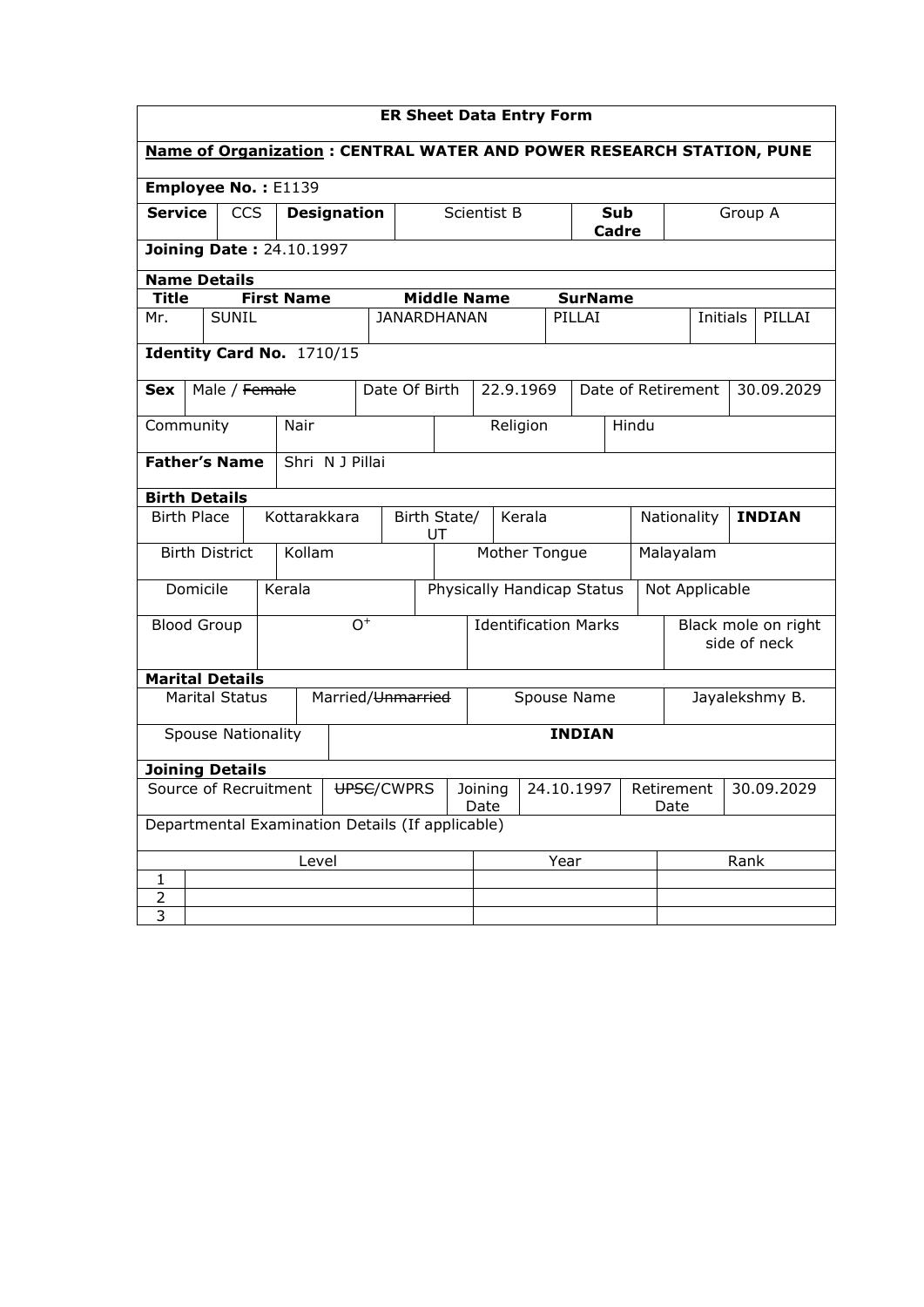# ER Sheet Data Entry Form

**Name of Organization : CENTRAL WATER AND POWER RESEARCH STATION, PUNE**

**Employee No. :** E1139

| Service | CCS | Designation | Scientist B | Sub Cadre | Group A |
|---|---|---|---|---|---|

**Joining Date :** 24.10.1997

**Name Details**

| Title | First Name | Middle Name | SurName | | |
|---|---|---|---|---|---|
| Mr. | SUNIL | JANARDHANAN | PILLAI | Initials | PILLAI |

**Identity Card No.** 1710/15

| Sex | Male / ~~Female~~ | Date Of Birth | 22.9.1969 | Date of Retirement | 30.09.2029 |
|---|---|---|---|---|---|

| Community | Nair | Religion | Hindu |
|---|---|---|---|

| Father's Name | Shri N J Pillai |
|---|---|

**Birth Details**

| Birth Place | Kottarakkara | Birth State/ UT | Kerala | Nationality | **INDIAN** |
|---|---|---|---|---|---|
| Birth District | Kollam | Mother Tongue | Malayalam | | |
| Domicile | Kerala | Physically Handicap Status | Not Applicable | | |
| Blood Group | $O^+$ | Identification Marks | Black mole on right side of neck | | |

**Marital Details**

| Marital Status | Married/~~Unmarried~~ | Spouse Name | Jayalekshmy B. |
|---|---|---|---|
| Spouse Nationality | **INDIAN** | | |

**Joining Details**

| Source of Recruitment | ~~UPSC~~/CWPRS | Joining Date | 24.10.1997 | Retirement Date | 30.09.2029 |
|---|---|---|---|---|---|

Departmental Examination Details (If applicable)

| | Level | Year | Rank |
|---|---|---|---|
| 1 | | | |
| 2 | | | |
| 3 | | | |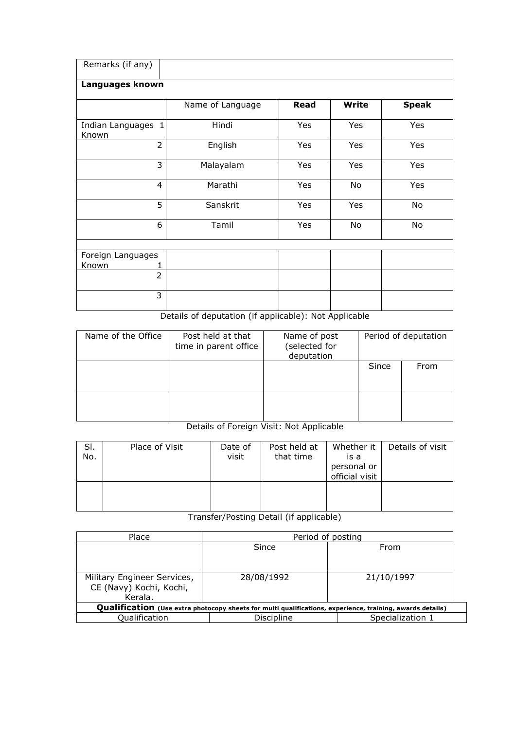| Remarks (if any) | |
|---|---|

**Languages known**

| | Name of Language | Read | Write | Speak |
|---|---|---|---|---|
| Indian Languages Known 1 | Hindi | Yes | Yes | Yes |
| 2 | English | Yes | Yes | Yes |
| 3 | Malayalam | Yes | Yes | Yes |
| 4 | Marathi | Yes | No | Yes |
| 5 | Sanskrit | Yes | Yes | No |
| 6 | Tamil | Yes | No | No |
| | | | | |
| Foreign Languages Known 1 | | | | |
| 2 | | | | |
| 3 | | | | |

Details of deputation (if applicable): Not Applicable

| Name of the Office | Post held at that time in parent office | Name of post (selected for deputation | Period of deputation | |
|---|---|---|---|---|
| | | | Since | From |
| | | | | |

Details of Foreign Visit: Not Applicable

| Sl. No. | Place of Visit | Date of visit | Post held at that time | Whether it is a personal or official visit | Details of visit |
|---|---|---|---|---|---|
| | | | | | |

Transfer/Posting Detail (if applicable)

| Place | Period of posting | |
|---|---|---|
| | Since | From |
| Military Engineer Services, CE (Navy) Kochi, Kochi, Kerala. | 28/08/1992 | 21/10/1997 |

**Qualification** (Use extra photocopy sheets for multi qualifications, experience, training, awards details)

| Qualification | Discipline | Specialization 1 |
|---|---|---|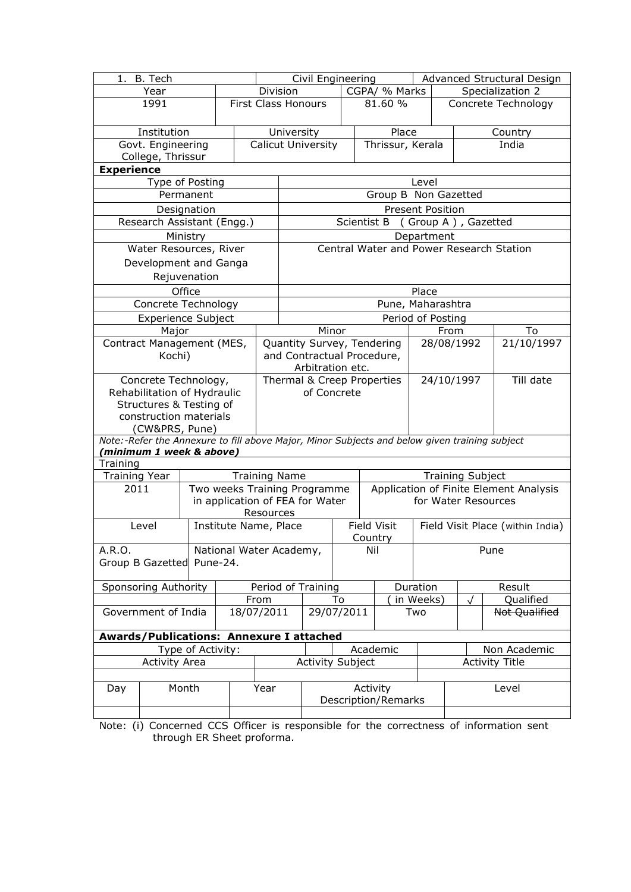| 1. B. Tech | | Civil Engineering | | Advanced Structural Design |
|---|---|---|---|---|
| Year | Division | | CGPA/ % Marks | Specialization 2 |
| 1991 | First Class Honours | | 81.60 % | Concrete Technology |

| Institution | University | Place | Country |
|---|---|---|---|
| Govt. Engineering College, Thrissur | Calicut University | Thrissur, Kerala | India |

**Experience**

| Type of Posting | Level |
|---|---|
| Permanent | Group B Non Gazetted |
| Designation | Present Position |
| Research Assistant (Engg.) | Scientist B ( Group A ) , Gazetted |
| Ministry | Department |
| Water Resources, River Development and Ganga Rejuvenation | Central Water and Power Research Station |
| Office | Place |
| Concrete Technology | Pune, Maharashtra |

| Experience Subject | | Period of Posting | |
|---|---|---|---|
| Major | Minor | From | To |
| Contract Management (MES, Kochi) | Quantity Survey, Tendering and Contractual Procedure, Arbitration etc. | 28/08/1992 | 21/10/1997 |
| Concrete Technology, Rehabilitation of Hydraulic Structures & Testing of construction materials (CW&PRS, Pune) | Thermal & Creep Properties of Concrete | 24/10/1997 | Till date |

*Note:-Refer the Annexure to fill above Major, Minor Subjects and below given training subject* ***(minimum 1 week & above)***

Training

| Training Year | Training Name | Training Subject |
|---|---|---|
| 2011 | Two weeks Training Programme in application of FEA for Water Resources | Application of Finite Element Analysis for Water Resources |

| Level | Institute Name, Place | Field Visit Country | Field Visit Place (within India) |
|---|---|---|---|
| A.R.O. Group B Gazetted | National Water Academy, Pune-24. | Nil | Pune |

| Sponsoring Authority | Period of Training | | Duration | Result | |
|---|---|---|---|---|---|
| | From | To | ( in Weeks) | √ | Qualified |
| Government of India | 18/07/2011 | 29/07/2011 | Two | | ~~Not Qualified~~ |

**Awards/Publications: Annexure I attached**

| Type of Activity: | | Academic | Non Academic |
|---|---|---|---|
| Activity Area | Activity Subject | | Activity Title |
| | | | |

| Day | Month | Year | Activity Description/Remarks | Level |
|---|---|---|---|---|
| | | | | |

Note: (i) Concerned CCS Officer is responsible for the correctness of information sent through ER Sheet proforma.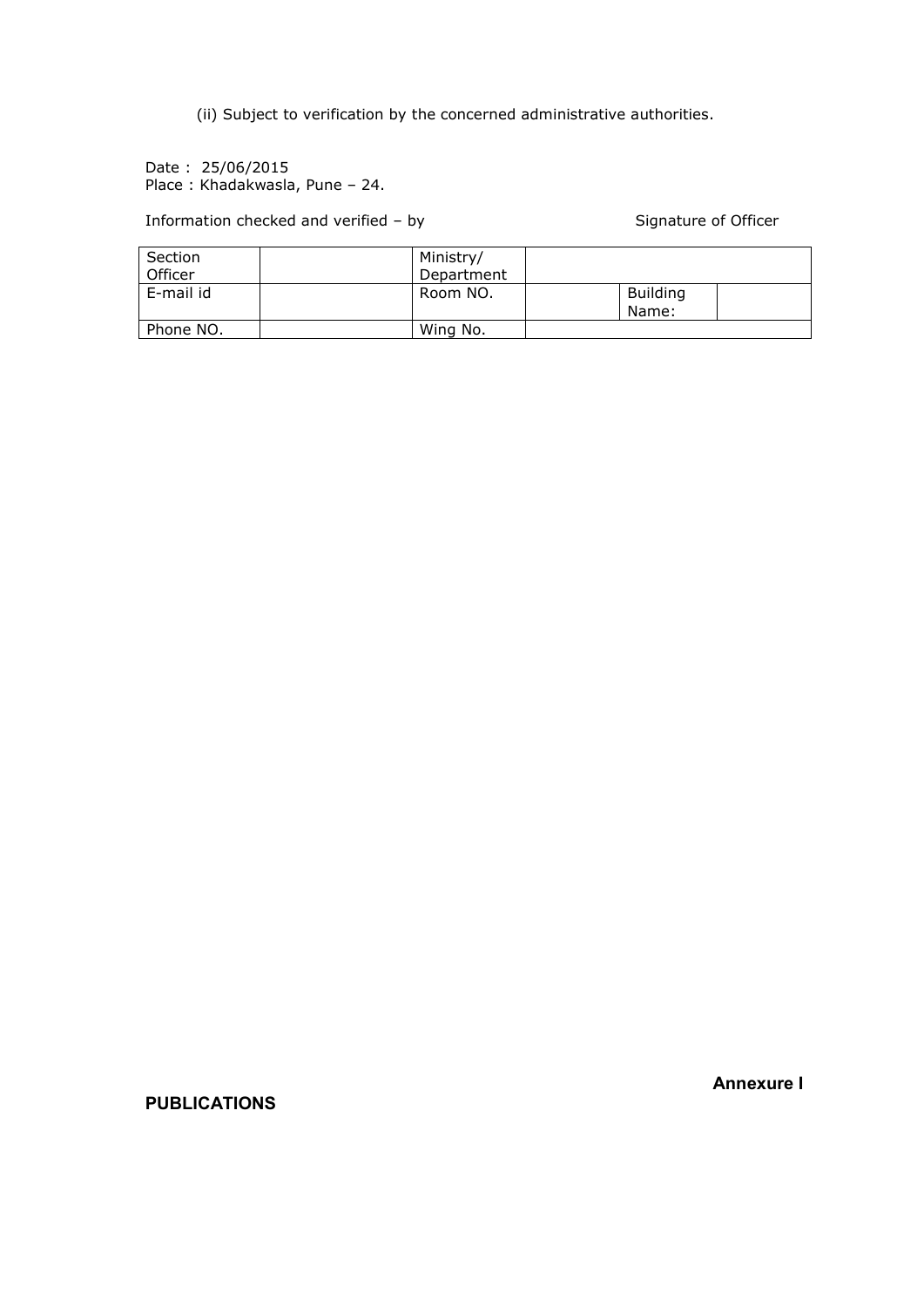(ii) Subject to verification by the concerned administrative authorities.

Date : 25/06/2015
Place : Khadakwasla, Pune – 24.

Information checked and verified – by                                    Signature of Officer

| Section Officer | | Ministry/ Department | | | |
|---|---|---|---|---|---|
| E-mail id | | Room NO. | | Building Name: | |
| Phone NO. | | Wing No. | | | |

**Annexure I**

**PUBLICATIONS**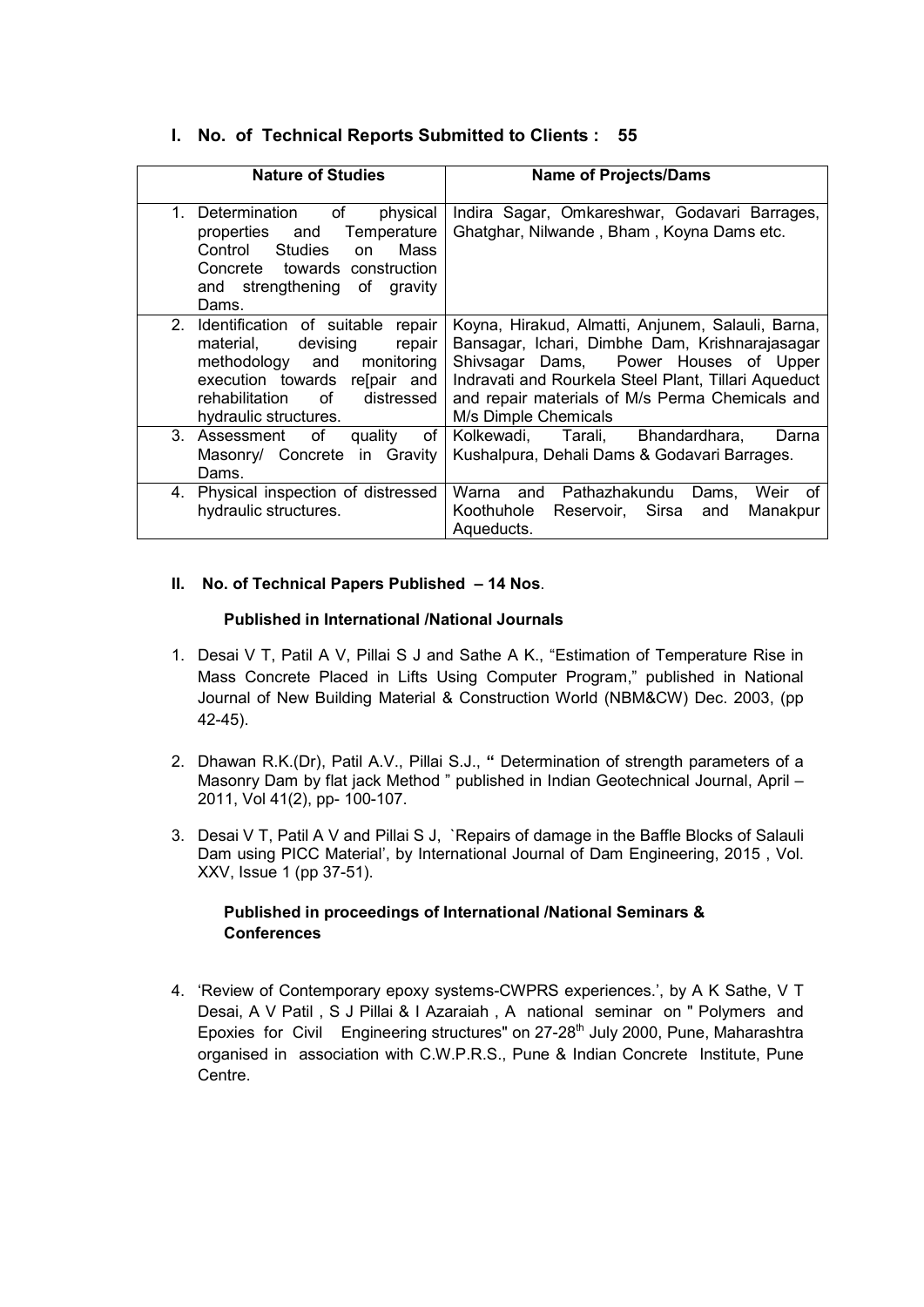## I. No. of Technical Reports Submitted to Clients : 55

| Nature of Studies | Name of Projects/Dams |
|---|---|
| 1. Determination of physical properties and Temperature Control Studies on Mass Concrete towards construction and strengthening of gravity Dams. | Indira Sagar, Omkareshwar, Godavari Barrages, Ghatghar, Nilwande , Bham , Koyna Dams etc. |
| 2. Identification of suitable repair material, devising repair methodology and monitoring execution towards re[pair and rehabilitation of distressed hydraulic structures. | Koyna, Hirakud, Almatti, Anjunem, Salauli, Barna, Bansagar, Ichari, Dimbhe Dam, Krishnarajasagar Shivsagar Dams, Power Houses of Upper Indravati and Rourkela Steel Plant, Tillari Aqueduct and repair materials of M/s Perma Chemicals and M/s Dimple Chemicals |
| 3. Assessment of quality of Masonry/ Concrete in Gravity Dams. | Kolkewadi, Tarali, Bhandardhara, Darna Kushalpura, Dehali Dams & Godavari Barrages. |
| 4. Physical inspection of distressed hydraulic structures. | Warna and Pathazhakundu Dams, Weir of Koothuhole Reservoir, Sirsa and Manakpur Aqueducts. |

## II. No. of Technical Papers Published – 14 Nos.

### Published in International /National Journals

1. Desai V T, Patil A V, Pillai S J and Sathe A K., "Estimation of Temperature Rise in Mass Concrete Placed in Lifts Using Computer Program," published in National Journal of New Building Material & Construction World (NBM&CW) Dec. 2003, (pp 42-45).

2. Dhawan R.K.(Dr), Patil A.V., Pillai S.J., **"** Determination of strength parameters of a Masonry Dam by flat jack Method " published in Indian Geotechnical Journal, April – 2011, Vol 41(2), pp- 100-107.

3. Desai V T, Patil A V and Pillai S J, `Repairs of damage in the Baffle Blocks of Salauli Dam using PICC Material', by International Journal of Dam Engineering, 2015 , Vol. XXV, Issue 1 (pp 37-51).

### Published in proceedings of International /National Seminars & Conferences

4. 'Review of Contemporary epoxy systems-CWPRS experiences.', by A K Sathe, V T Desai, A V Patil , S J Pillai & I Azaraiah , A national seminar on " Polymers and Epoxies for Civil Engineering structures" on 27-28th July 2000, Pune, Maharashtra organised in association with C.W.P.R.S., Pune & Indian Concrete Institute, Pune Centre.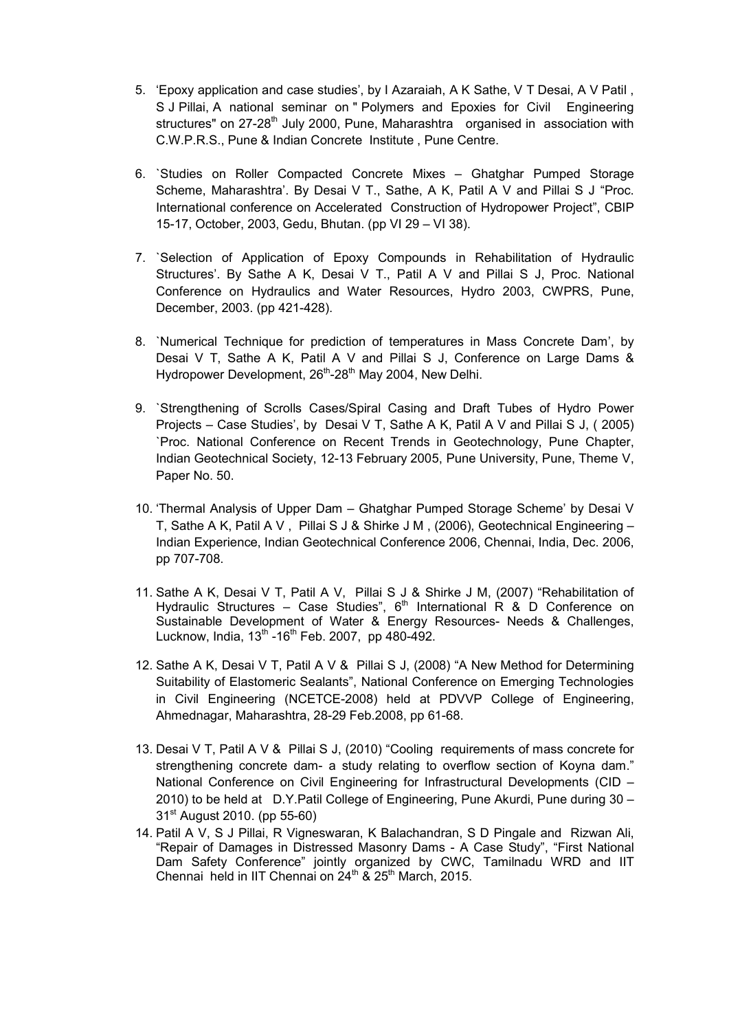5. 'Epoxy application and case studies', by I Azaraiah, A K Sathe, V T Desai, A V Patil , S J Pillai, A national seminar on " Polymers and Epoxies for Civil Engineering structures" on 27-28th July 2000, Pune, Maharashtra organised in association with C.W.P.R.S., Pune & Indian Concrete Institute , Pune Centre.

6. `Studies on Roller Compacted Concrete Mixes – Ghatghar Pumped Storage Scheme, Maharashtra'. By Desai V T., Sathe, A K, Patil A V and Pillai S J "Proc. International conference on Accelerated Construction of Hydropower Project", CBIP 15-17, October, 2003, Gedu, Bhutan. (pp VI 29 – VI 38).

7. `Selection of Application of Epoxy Compounds in Rehabilitation of Hydraulic Structures'. By Sathe A K, Desai V T., Patil A V and Pillai S J, Proc. National Conference on Hydraulics and Water Resources, Hydro 2003, CWPRS, Pune, December, 2003. (pp 421-428).

8. `Numerical Technique for prediction of temperatures in Mass Concrete Dam', by Desai V T, Sathe A K, Patil A V and Pillai S J, Conference on Large Dams & Hydropower Development, 26th-28th May 2004, New Delhi.

9. `Strengthening of Scrolls Cases/Spiral Casing and Draft Tubes of Hydro Power Projects – Case Studies', by Desai V T, Sathe A K, Patil A V and Pillai S J, ( 2005) `Proc. National Conference on Recent Trends in Geotechnology, Pune Chapter, Indian Geotechnical Society, 12-13 February 2005, Pune University, Pune, Theme V, Paper No. 50.

10. 'Thermal Analysis of Upper Dam – Ghatghar Pumped Storage Scheme' by Desai V T, Sathe A K, Patil A V , Pillai S J & Shirke J M , (2006), Geotechnical Engineering – Indian Experience, Indian Geotechnical Conference 2006, Chennai, India, Dec. 2006, pp 707-708.

11. Sathe A K, Desai V T, Patil A V, Pillai S J & Shirke J M, (2007) "Rehabilitation of Hydraulic Structures – Case Studies", 6th International R & D Conference on Sustainable Development of Water & Energy Resources- Needs & Challenges, Lucknow, India, 13th -16th Feb. 2007, pp 480-492.

12. Sathe A K, Desai V T, Patil A V & Pillai S J, (2008) "A New Method for Determining Suitability of Elastomeric Sealants", National Conference on Emerging Technologies in Civil Engineering (NCETCE-2008) held at PDVVP College of Engineering, Ahmednagar, Maharashtra, 28-29 Feb.2008, pp 61-68.

13. Desai V T, Patil A V & Pillai S J, (2010) "Cooling requirements of mass concrete for strengthening concrete dam- a study relating to overflow section of Koyna dam." National Conference on Civil Engineering for Infrastructural Developments (CID – 2010) to be held at D.Y.Patil College of Engineering, Pune Akurdi, Pune during 30 – 31st August 2010. (pp 55-60)

14. Patil A V, S J Pillai, R Vigneswaran, K Balachandran, S D Pingale and Rizwan Ali, "Repair of Damages in Distressed Masonry Dams - A Case Study", "First National Dam Safety Conference" jointly organized by CWC, Tamilnadu WRD and IIT Chennai held in IIT Chennai on 24th & 25th March, 2015.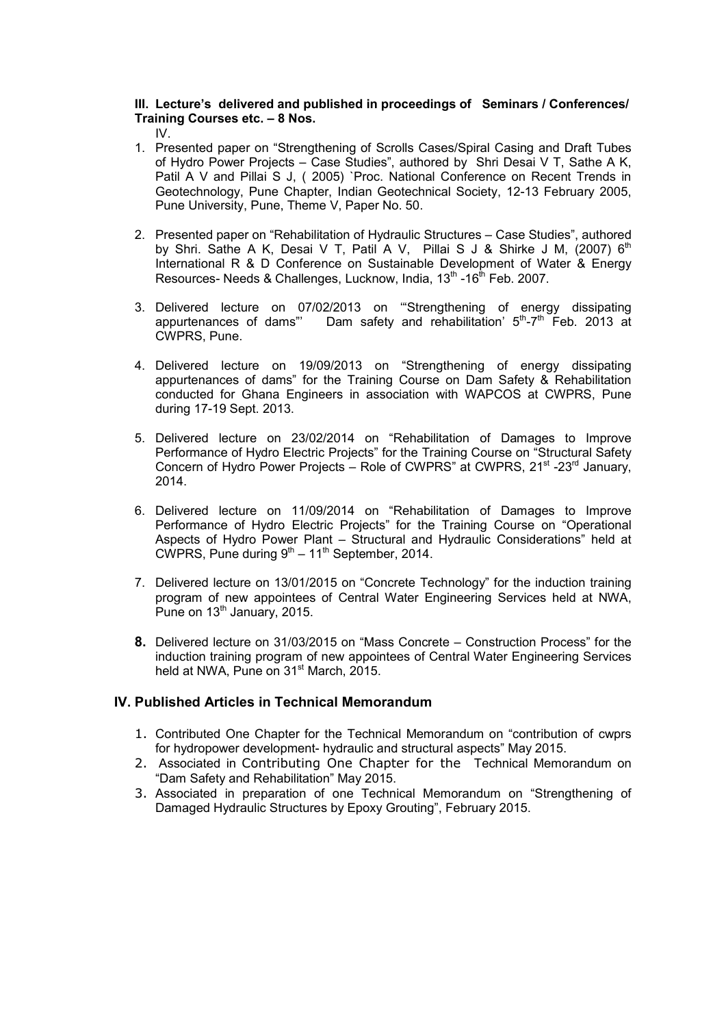**III. Lecture's delivered and published in proceedings of Seminars / Conferences/ Training Courses etc. – 8 Nos.**

IV.

1. Presented paper on "Strengthening of Scrolls Cases/Spiral Casing and Draft Tubes of Hydro Power Projects – Case Studies", authored by Shri Desai V T, Sathe A K, Patil A V and Pillai S J, ( 2005) `Proc. National Conference on Recent Trends in Geotechnology, Pune Chapter, Indian Geotechnical Society, 12-13 February 2005, Pune University, Pune, Theme V, Paper No. 50.

2. Presented paper on "Rehabilitation of Hydraulic Structures – Case Studies", authored by Shri. Sathe A K, Desai V T, Patil A V, Pillai S J & Shirke J M, (2007) 6th International R & D Conference on Sustainable Development of Water & Energy Resources- Needs & Challenges, Lucknow, India, 13th -16th Feb. 2007.

3. Delivered lecture on 07/02/2013 on '"Strengthening of energy dissipating appurtenances of dams"' Dam safety and rehabilitation' 5th-7th Feb. 2013 at CWPRS, Pune.

4. Delivered lecture on 19/09/2013 on "Strengthening of energy dissipating appurtenances of dams" for the Training Course on Dam Safety & Rehabilitation conducted for Ghana Engineers in association with WAPCOS at CWPRS, Pune during 17-19 Sept. 2013.

5. Delivered lecture on 23/02/2014 on "Rehabilitation of Damages to Improve Performance of Hydro Electric Projects" for the Training Course on "Structural Safety Concern of Hydro Power Projects – Role of CWPRS" at CWPRS, 21st -23rd January, 2014.

6. Delivered lecture on 11/09/2014 on "Rehabilitation of Damages to Improve Performance of Hydro Electric Projects" for the Training Course on "Operational Aspects of Hydro Power Plant – Structural and Hydraulic Considerations" held at CWPRS, Pune during 9th – 11th September, 2014.

7. Delivered lecture on 13/01/2015 on "Concrete Technology" for the induction training program of new appointees of Central Water Engineering Services held at NWA, Pune on 13th January, 2015.

8. Delivered lecture on 31/03/2015 on "Mass Concrete – Construction Process" for the induction training program of new appointees of Central Water Engineering Services held at NWA, Pune on 31st March, 2015.

## IV. Published Articles in Technical Memorandum

1. Contributed One Chapter for the Technical Memorandum on "contribution of cwprs for hydropower development- hydraulic and structural aspects" May 2015.
2. Associated in Contributing One Chapter for the Technical Memorandum on "Dam Safety and Rehabilitation" May 2015.
3. Associated in preparation of one Technical Memorandum on "Strengthening of Damaged Hydraulic Structures by Epoxy Grouting", February 2015.